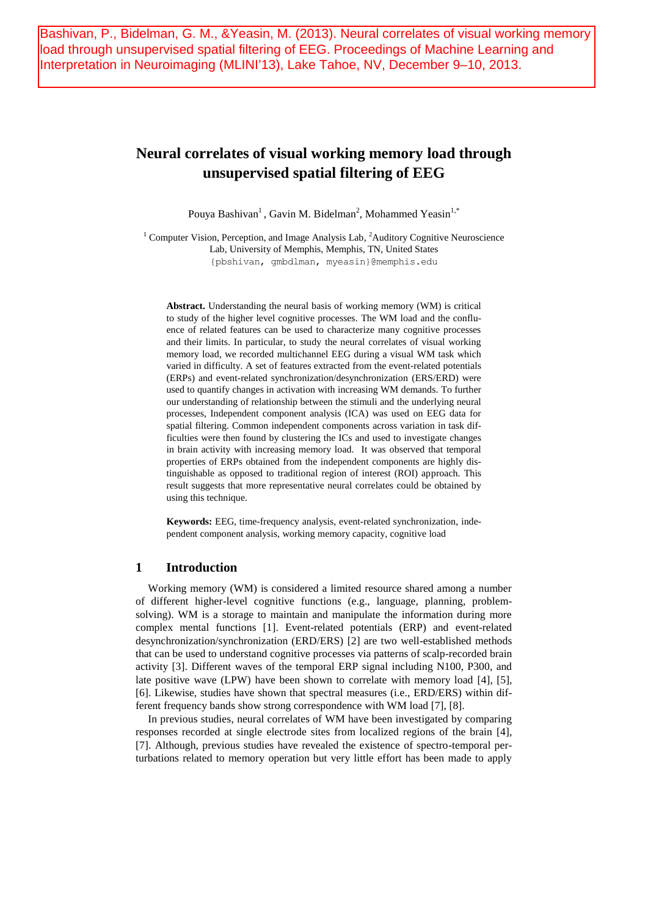Bashivan, P., Bidelman, G. M., &Yeasin, M. (2013). Neural correlates of visual working memory load through unsupervised spatial filtering of EEG. Proceedings of Machine Learning and Interpretation in Neuroimaging (MLINI'13), Lake Tahoe, NV, December 9–10, 2013.

# Neural correlates of visual working memory load through unsupervised spatial filtering of EEG

Pouya Bashivan[1] , Gavin M. Bidelman[2], Mohammed Yeasin[1,*]

[1] Computer Vision, Perception, and Image Analysis Lab, [2]Auditory Cognitive Neuroscience Lab, University of Memphis, Memphis, TN, United States
{pbshivan, gmbdlman, myeasin}@memphis.edu

**Abstract.** Understanding the neural basis of working memory (WM) is critical to study of the higher level cognitive processes. The WM load and the confluence of related features can be used to characterize many cognitive processes and their limits. In particular, to study the neural correlates of visual working memory load, we recorded multichannel EEG during a visual WM task which varied in difficulty. A set of features extracted from the event-related potentials (ERPs) and event-related synchronization/desynchronization (ERS/ERD) were used to quantify changes in activation with increasing WM demands. To further our understanding of relationship between the stimuli and the underlying neural processes, Independent component analysis (ICA) was used on EEG data for spatial filtering. Common independent components across variation in task difficulties were then found by clustering the ICs and used to investigate changes in brain activity with increasing memory load. It was observed that temporal properties of ERPs obtained from the independent components are highly distinguishable as opposed to traditional region of interest (ROI) approach. This result suggests that more representative neural correlates could be obtained by using this technique.

**Keywords:** EEG, time-frequency analysis, event-related synchronization, independent component analysis, working memory capacity, cognitive load

## 1 Introduction

Working memory (WM) is considered a limited resource shared among a number of different higher-level cognitive functions (e.g., language, planning, problem-solving). WM is a storage to maintain and manipulate the information during more complex mental functions [1]. Event-related potentials (ERP) and event-related desynchronization/synchronization (ERD/ERS) [2] are two well-established methods that can be used to understand cognitive processes via patterns of scalp-recorded brain activity [3]. Different waves of the temporal ERP signal including N100, P300, and late positive wave (LPW) have been shown to correlate with memory load [4], [5], [6]. Likewise, studies have shown that spectral measures (i.e., ERD/ERS) within different frequency bands show strong correspondence with WM load [7], [8].

In previous studies, neural correlates of WM have been investigated by comparing responses recorded at single electrode sites from localized regions of the brain [4], [7]. Although, previous studies have revealed the existence of spectro-temporal perturbations related to memory operation but very little effort has been made to apply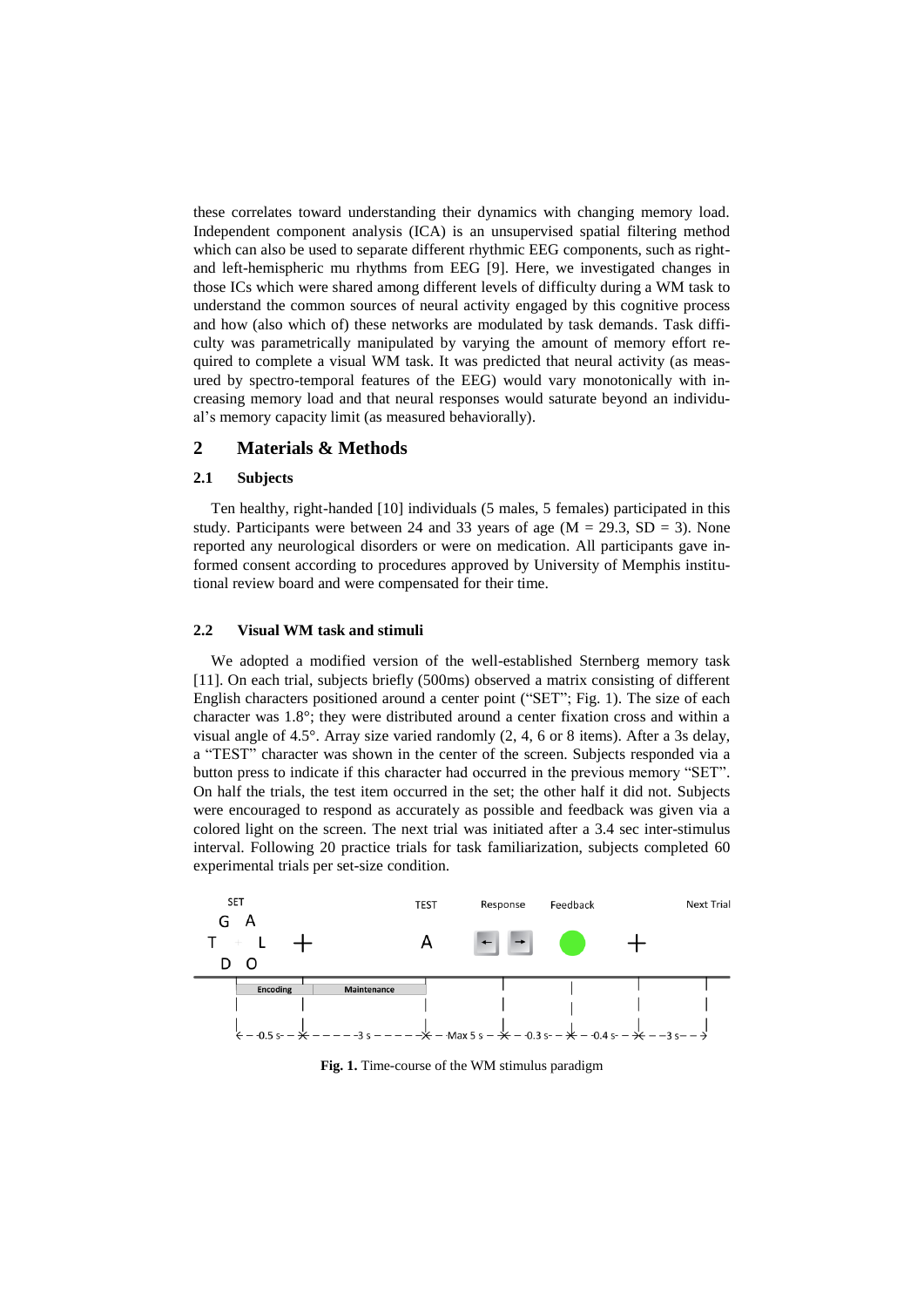these correlates toward understanding their dynamics with changing memory load. Independent component analysis (ICA) is an unsupervised spatial filtering method which can also be used to separate different rhythmic EEG components, such as right- and left-hemispheric mu rhythms from EEG [9]. Here, we investigated changes in those ICs which were shared among different levels of difficulty during a WM task to understand the common sources of neural activity engaged by this cognitive process and how (also which of) these networks are modulated by task demands. Task difficulty was parametrically manipulated by varying the amount of memory effort required to complete a visual WM task. It was predicted that neural activity (as measured by spectro-temporal features of the EEG) would vary monotonically with increasing memory load and that neural responses would saturate beyond an individual's memory capacity limit (as measured behaviorally).

## 2 Materials & Methods

### 2.1 Subjects

Ten healthy, right-handed [10] individuals (5 males, 5 females) participated in this study. Participants were between 24 and 33 years of age (M = 29.3, SD = 3). None reported any neurological disorders or were on medication. All participants gave informed consent according to procedures approved by University of Memphis institutional review board and were compensated for their time.

### 2.2 Visual WM task and stimuli

We adopted a modified version of the well-established Sternberg memory task [11]. On each trial, subjects briefly (500ms) observed a matrix consisting of different English characters positioned around a center point ("SET"; Fig. 1). The size of each character was 1.8°; they were distributed around a center fixation cross and within a visual angle of 4.5°. Array size varied randomly (2, 4, 6 or 8 items). After a 3s delay, a "TEST" character was shown in the center of the screen. Subjects responded via a button press to indicate if this character had occurred in the previous memory "SET". On half the trials, the test item occurred in the set; the other half it did not. Subjects were encouraged to respond as accurately as possible and feedback was given via a colored light on the screen. The next trial was initiated after a 3.4 sec inter-stimulus interval. Following 20 practice trials for task familiarization, subjects completed 60 experimental trials per set-size condition.

SET | TEST | Response | Feedback | Next Trial

Encoding | Maintenance

0.5 s | 3 s | Max 5 s | 0.3 s | 0.4 s | 3 s

**Fig. 1.** Time-course of the WM stimulus paradigm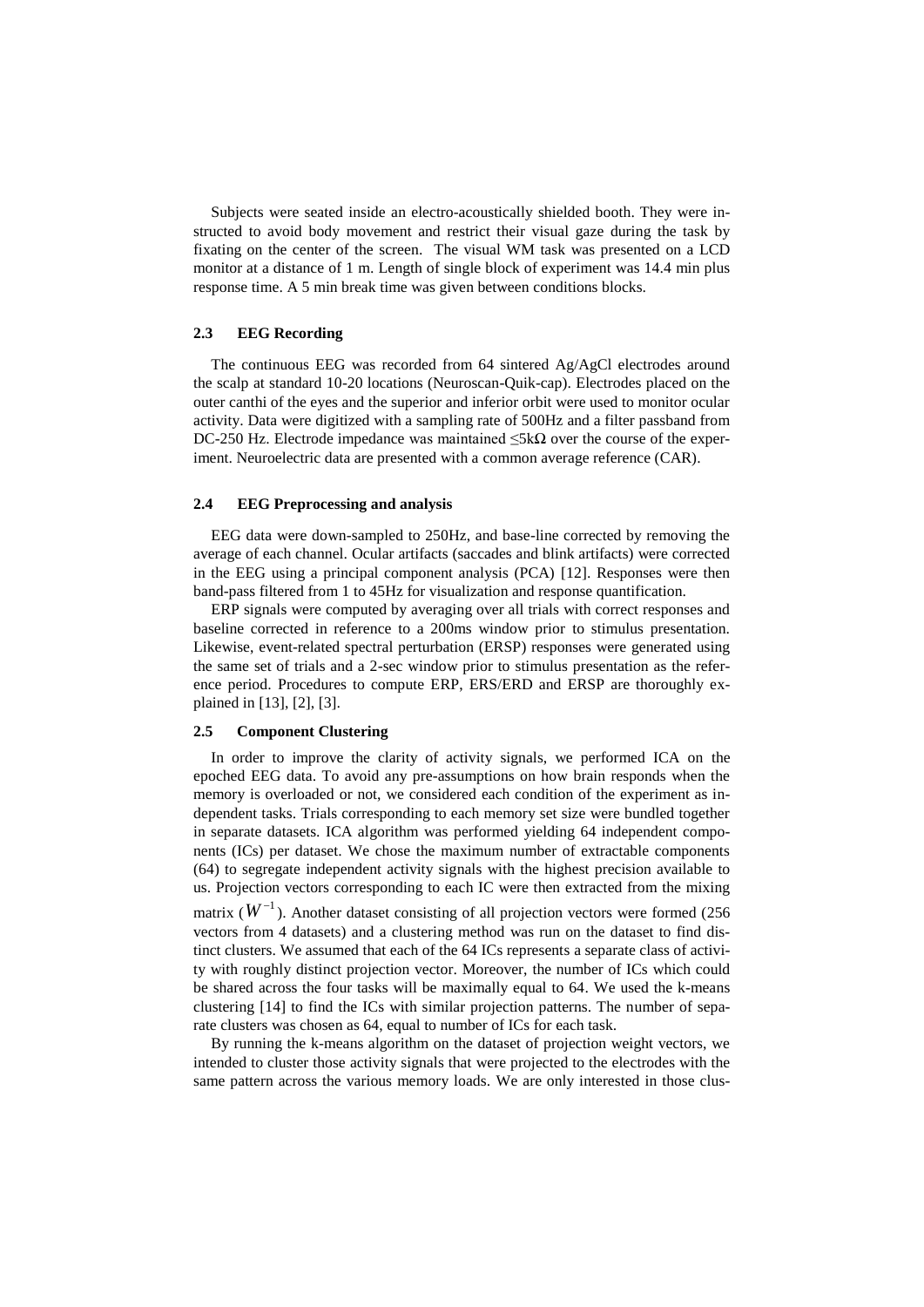Subjects were seated inside an electro-acoustically shielded booth. They were instructed to avoid body movement and restrict their visual gaze during the task by fixating on the center of the screen. The visual WM task was presented on a LCD monitor at a distance of 1 m. Length of single block of experiment was 14.4 min plus response time. A 5 min break time was given between conditions blocks.

### 2.3 EEG Recording

The continuous EEG was recorded from 64 sintered Ag/AgCl electrodes around the scalp at standard 10-20 locations (Neuroscan-Quik-cap). Electrodes placed on the outer canthi of the eyes and the superior and inferior orbit were used to monitor ocular activity. Data were digitized with a sampling rate of 500Hz and a filter passband from DC-250 Hz. Electrode impedance was maintained ≤5kΩ over the course of the experiment. Neuroelectric data are presented with a common average reference (CAR).

### 2.4 EEG Preprocessing and analysis

EEG data were down-sampled to 250Hz, and base-line corrected by removing the average of each channel. Ocular artifacts (saccades and blink artifacts) were corrected in the EEG using a principal component analysis (PCA) [12]. Responses were then band-pass filtered from 1 to 45Hz for visualization and response quantification.

ERP signals were computed by averaging over all trials with correct responses and baseline corrected in reference to a 200ms window prior to stimulus presentation. Likewise, event-related spectral perturbation (ERSP) responses were generated using the same set of trials and a 2-sec window prior to stimulus presentation as the reference period. Procedures to compute ERP, ERS/ERD and ERSP are thoroughly explained in [13], [2], [3].

### 2.5 Component Clustering

In order to improve the clarity of activity signals, we performed ICA on the epoched EEG data. To avoid any pre-assumptions on how brain responds when the memory is overloaded or not, we considered each condition of the experiment as independent tasks. Trials corresponding to each memory set size were bundled together in separate datasets. ICA algorithm was performed yielding 64 independent components (ICs) per dataset. We chose the maximum number of extractable components (64) to segregate independent activity signals with the highest precision available to us. Projection vectors corresponding to each IC were then extracted from the mixing matrix ($W^{-1}$). Another dataset consisting of all projection vectors were formed (256 vectors from 4 datasets) and a clustering method was run on the dataset to find distinct clusters. We assumed that each of the 64 ICs represents a separate class of activity with roughly distinct projection vector. Moreover, the number of ICs which could be shared across the four tasks will be maximally equal to 64. We used the k-means clustering [14] to find the ICs with similar projection patterns. The number of separate clusters was chosen as 64, equal to number of ICs for each task.

By running the k-means algorithm on the dataset of projection weight vectors, we intended to cluster those activity signals that were projected to the electrodes with the same pattern across the various memory loads. We are only interested in those clus-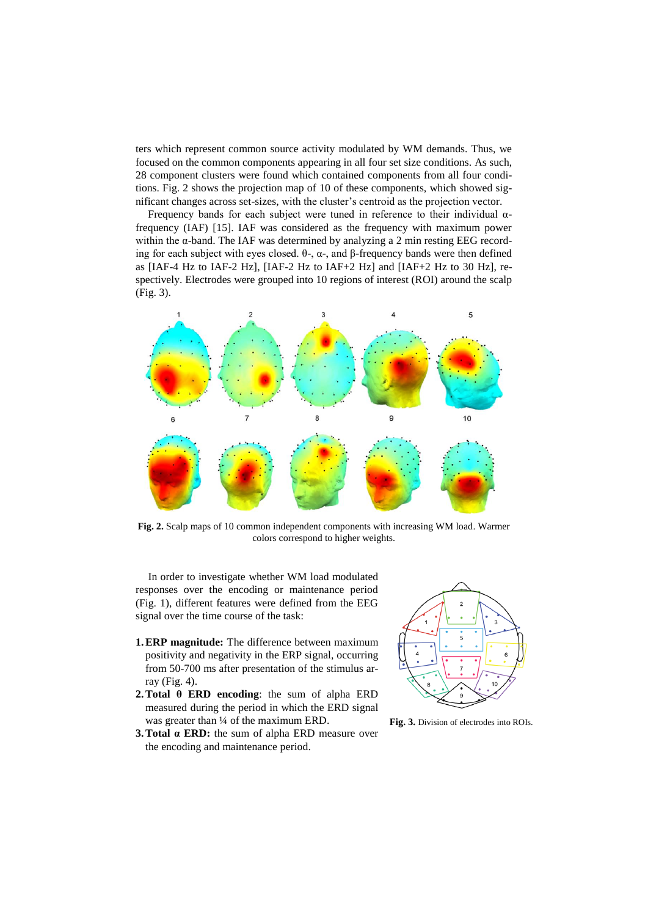ters which represent common source activity modulated by WM demands. Thus, we focused on the common components appearing in all four set size conditions. As such, 28 component clusters were found which contained components from all four conditions. Fig. 2 shows the projection map of 10 of these components, which showed significant changes across set-sizes, with the cluster's centroid as the projection vector.

Frequency bands for each subject were tuned in reference to their individual α-frequency (IAF) [15]. IAF was considered as the frequency with maximum power within the α-band. The IAF was determined by analyzing a 2 min resting EEG recording for each subject with eyes closed. θ-, α-, and β-frequency bands were then defined as [IAF-4 Hz to IAF-2 Hz], [IAF-2 Hz to IAF+2 Hz] and [IAF+2 Hz to 30 Hz], respectively. Electrodes were grouped into 10 regions of interest (ROI) around the scalp (Fig. 3).

**Fig. 2.** Scalp maps of 10 common independent components with increasing WM load. Warmer colors correspond to higher weights.

In order to investigate whether WM load modulated responses over the encoding or maintenance period (Fig. 1), different features were defined from the EEG signal over the time course of the task:

1. **ERP magnitude:** The difference between maximum positivity and negativity in the ERP signal, occurring from 50-700 ms after presentation of the stimulus array (Fig. 4).
2. **Total θ ERD encoding**: the sum of alpha ERD measured during the period in which the ERD signal was greater than ¼ of the maximum ERD.
3. **Total α ERD:** the sum of alpha ERD measure over the encoding and maintenance period.

**Fig. 3.** Division of electrodes into ROIs.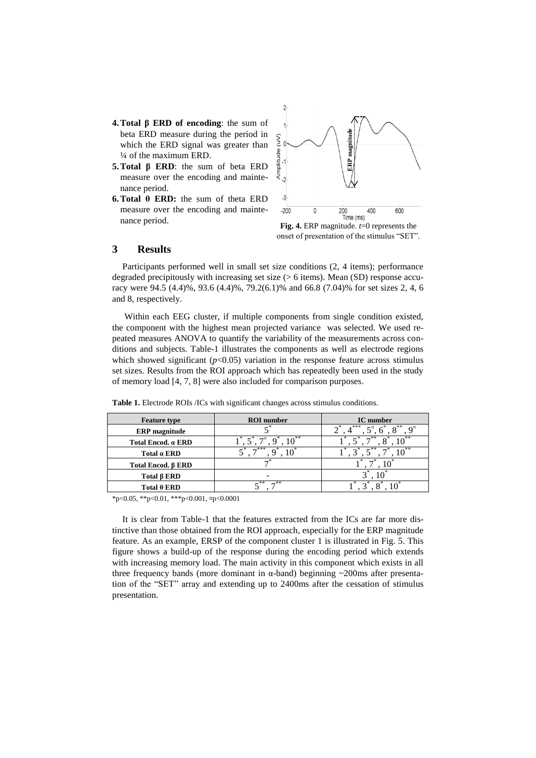4. **Total β ERD of encoding**: the sum of beta ERD measure during the period in which the ERD signal was greater than ¼ of the maximum ERD.
5. **Total β ERD**: the sum of beta ERD measure over the encoding and maintenance period.
6. **Total θ ERD:** the sum of theta ERD measure over the encoding and maintenance period.

**Fig. 4.** ERP magnitude. *t*=0 represents the onset of presentation of the stimulus "SET".

## 3 Results

Participants performed well in small set size conditions (2, 4 items); performance degraded precipitously with increasing set size (> 6 items). Mean (SD) response accuracy were 94.5 (4.4)%, 93.6 (4.4)%, 79.2(6.1)% and 66.8 (7.04)% for set sizes 2, 4, 6 and 8, respectively.

Within each EEG cluster, if multiple components from single condition existed, the component with the highest mean projected variance was selected. We used repeated measures ANOVA to quantify the variability of the measurements across conditions and subjects. Table-1 illustrates the components as well as electrode regions which showed significant ($p$<0.05) variation in the response feature across stimulus set sizes. Results from the ROI approach which has repeatedly been used in the study of memory load [4, 7, 8] were also included for comparison purposes.

**Table 1.** Electrode ROIs /ICs with significant changes across stimulus conditions.

| Feature type | ROI number | IC number |
|---|---|---|
| **ERP magnitude** | $5^{*}$ | $2^{*}, 4^{***}, 5^{¤}, 6^{*}, 8^{**}, 9^{¤}$ |
| **Total Encod. α ERD** | $1^{*}, 5^{*}, 7^{¤}, 9^{*}, 10^{**}$ | $1^{*}, 5^{*}, 7^{**}, 8^{*}, 10^{**}$ |
| **Total α ERD** | $5^{*}, 7^{***}, 9^{*}, 10^{*}$ | $1^{*}, 3^{*}, 5^{**}, 7^{*}, 10^{**}$ |
| **Total Encod. β ERD** | $7^{*}$ | $1^{*}, 7^{*}, 10^{*}$ |
| **Total β ERD** | - | $3^{*}, 10^{*}$ |
| **Total θ ERD** | $5^{**}, 7^{**}$ | $1^{*}, 3^{*}, 8^{*}, 10^{*}$ |

*p<0.05, **p<0.01, ***p<0.001, ¤p<0.0001

It is clear from Table-1 that the features extracted from the ICs are far more distinctive than those obtained from the ROI approach, especially for the ERP magnitude feature. As an example, ERSP of the component cluster 1 is illustrated in Fig. 5. This figure shows a build-up of the response during the encoding period which extends with increasing memory load. The main activity in this component which exists in all three frequency bands (more dominant in α-band) beginning ~200ms after presentation of the "SET" array and extending up to 2400ms after the cessation of stimulus presentation.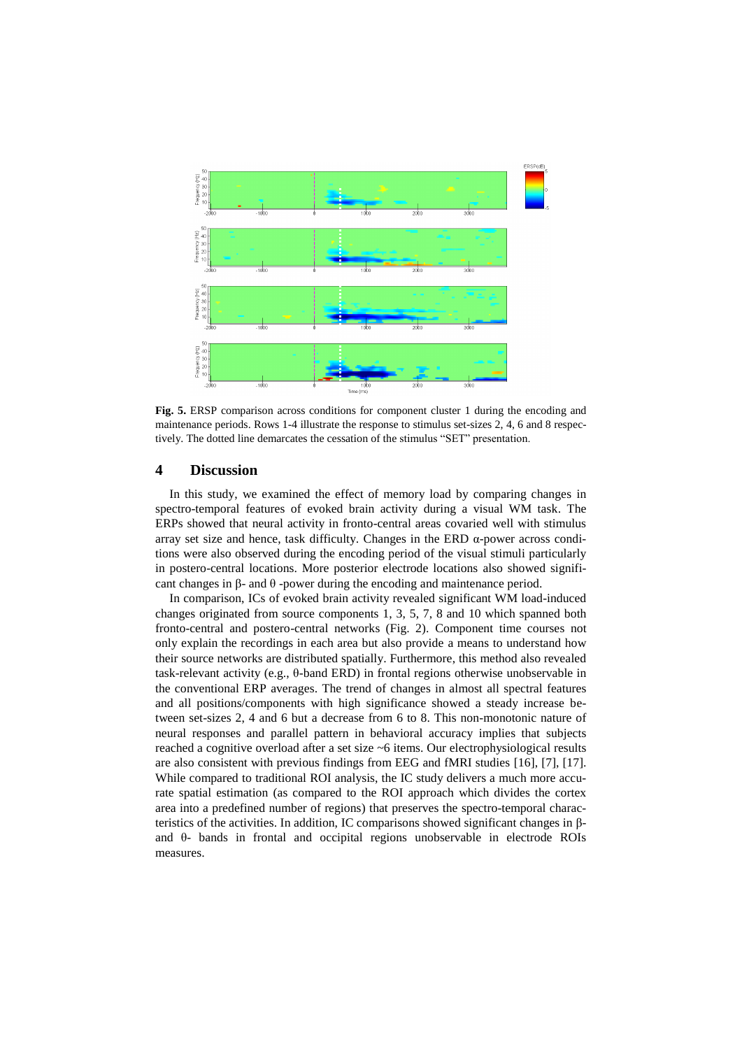**Fig. 5.** ERSP comparison across conditions for component cluster 1 during the encoding and maintenance periods. Rows 1-4 illustrate the response to stimulus set-sizes 2, 4, 6 and 8 respectively. The dotted line demarcates the cessation of the stimulus "SET" presentation.

## 4 Discussion

In this study, we examined the effect of memory load by comparing changes in spectro-temporal features of evoked brain activity during a visual WM task. The ERPs showed that neural activity in fronto-central areas covaried well with stimulus array set size and hence, task difficulty. Changes in the ERD α-power across conditions were also observed during the encoding period of the visual stimuli particularly in postero-central locations. More posterior electrode locations also showed significant changes in β- and θ -power during the encoding and maintenance period.

In comparison, ICs of evoked brain activity revealed significant WM load-induced changes originated from source components 1, 3, 5, 7, 8 and 10 which spanned both fronto-central and postero-central networks (Fig. 2). Component time courses not only explain the recordings in each area but also provide a means to understand how their source networks are distributed spatially. Furthermore, this method also revealed task-relevant activity (e.g., θ-band ERD) in frontal regions otherwise unobservable in the conventional ERP averages. The trend of changes in almost all spectral features and all positions/components with high significance showed a steady increase between set-sizes 2, 4 and 6 but a decrease from 6 to 8. This non-monotonic nature of neural responses and parallel pattern in behavioral accuracy implies that subjects reached a cognitive overload after a set size ~6 items. Our electrophysiological results are also consistent with previous findings from EEG and fMRI studies [16], [7], [17]. While compared to traditional ROI analysis, the IC study delivers a much more accurate spatial estimation (as compared to the ROI approach which divides the cortex area into a predefined number of regions) that preserves the spectro-temporal characteristics of the activities. In addition, IC comparisons showed significant changes in β- and θ- bands in frontal and occipital regions unobservable in electrode ROIs measures.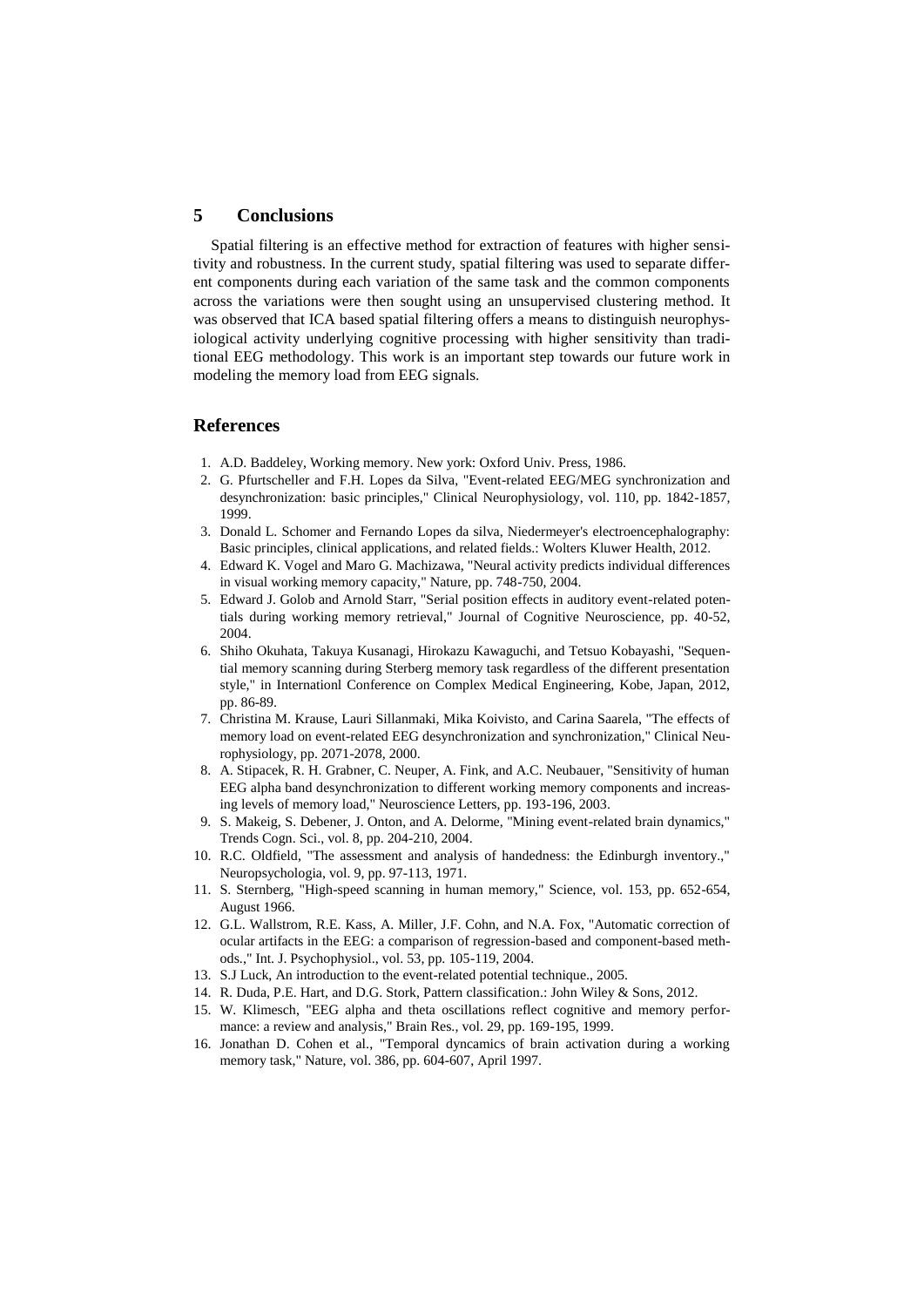## 5 Conclusions

Spatial filtering is an effective method for extraction of features with higher sensitivity and robustness. In the current study, spatial filtering was used to separate different components during each variation of the same task and the common components across the variations were then sought using an unsupervised clustering method. It was observed that ICA based spatial filtering offers a means to distinguish neurophysiological activity underlying cognitive processing with higher sensitivity than traditional EEG methodology. This work is an important step towards our future work in modeling the memory load from EEG signals.

## References

1. A.D. Baddeley, Working memory. New york: Oxford Univ. Press, 1986.
2. G. Pfurtscheller and F.H. Lopes da Silva, "Event-related EEG/MEG synchronization and desynchronization: basic principles," Clinical Neurophysiology, vol. 110, pp. 1842-1857, 1999.
3. Donald L. Schomer and Fernando Lopes da silva, Niedermeyer's electroencephalography: Basic principles, clinical applications, and related fields.: Wolters Kluwer Health, 2012.
4. Edward K. Vogel and Maro G. Machizawa, "Neural activity predicts individual differences in visual working memory capacity," Nature, pp. 748-750, 2004.
5. Edward J. Golob and Arnold Starr, "Serial position effects in auditory event-related potentials during working memory retrieval," Journal of Cognitive Neuroscience, pp. 40-52, 2004.
6. Shiho Okuhata, Takuya Kusanagi, Hirokazu Kawaguchi, and Tetsuo Kobayashi, "Sequential memory scanning during Sterberg memory task regardless of the different presentation style," in Internationl Conference on Complex Medical Engineering, Kobe, Japan, 2012, pp. 86-89.
7. Christina M. Krause, Lauri Sillanmaki, Mika Koivisto, and Carina Saarela, "The effects of memory load on event-related EEG desynchronization and synchronization," Clinical Neurophysiology, pp. 2071-2078, 2000.
8. A. Stipacek, R. H. Grabner, C. Neuper, A. Fink, and A.C. Neubauer, "Sensitivity of human EEG alpha band desynchronization to different working memory components and increasing levels of memory load," Neuroscience Letters, pp. 193-196, 2003.
9. S. Makeig, S. Debener, J. Onton, and A. Delorme, "Mining event-related brain dynamics," Trends Cogn. Sci., vol. 8, pp. 204-210, 2004.
10. R.C. Oldfield, "The assessment and analysis of handedness: the Edinburgh inventory.," Neuropsychologia, vol. 9, pp. 97-113, 1971.
11. S. Sternberg, "High-speed scanning in human memory," Science, vol. 153, pp. 652-654, August 1966.
12. G.L. Wallstrom, R.E. Kass, A. Miller, J.F. Cohn, and N.A. Fox, "Automatic correction of ocular artifacts in the EEG: a comparison of regression-based and component-based methods.," Int. J. Psychophysiol., vol. 53, pp. 105-119, 2004.
13. S.J Luck, An introduction to the event-related potential technique., 2005.
14. R. Duda, P.E. Hart, and D.G. Stork, Pattern classification.: John Wiley & Sons, 2012.
15. W. Klimesch, "EEG alpha and theta oscillations reflect cognitive and memory performance: a review and analysis," Brain Res., vol. 29, pp. 169-195, 1999.
16. Jonathan D. Cohen et al., "Temporal dyncamics of brain activation during a working memory task," Nature, vol. 386, pp. 604-607, April 1997.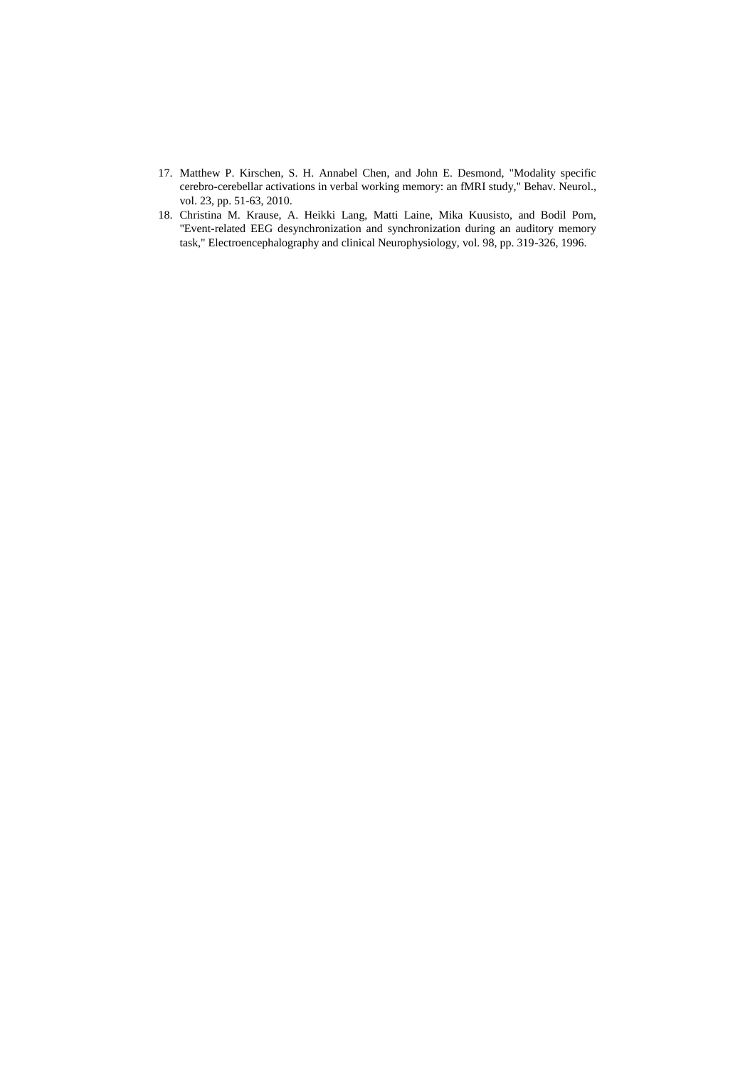17. Matthew P. Kirschen, S. H. Annabel Chen, and John E. Desmond, "Modality specific cerebro-cerebellar activations in verbal working memory: an fMRI study," Behav. Neurol., vol. 23, pp. 51-63, 2010.
18. Christina M. Krause, A. Heikki Lang, Matti Laine, Mika Kuusisto, and Bodil Porn, "Event-related EEG desynchronization and synchronization during an auditory memory task," Electroencephalography and clinical Neurophysiology, vol. 98, pp. 319-326, 1996.